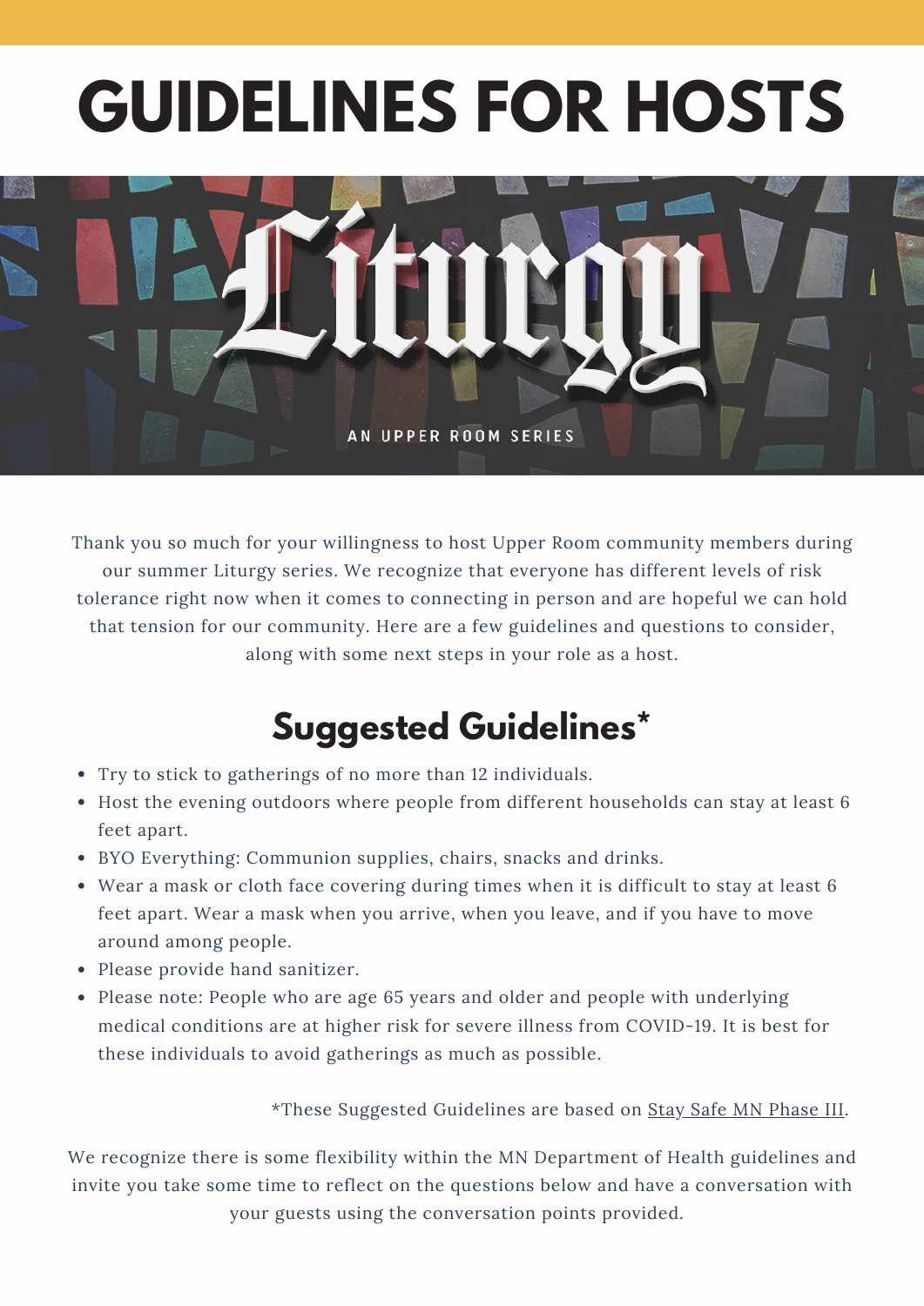# GUIDELINES FOR HOSTS

Liturgy

AN UPPER ROOM SERIES

Thank you so much for your willingness to host Upper Room community members during our summer Liturgy series. We recognize that everyone has different levels of risk tolerance right now when it comes to connecting in person and are hopeful we can hold that tension for our community. Here are a few guidelines and questions to consider, along with some next steps in your role as a host.

## Suggested Guidelines*

- Try to stick to gatherings of no more than 12 individuals.
- Host the evening outdoors where people from different households can stay at least 6 feet apart.
- BYO Everything: Communion supplies, chairs, snacks and drinks.
- Wear a mask or cloth face covering during times when it is difficult to stay at least 6 feet apart. Wear a mask when you arrive, when you leave, and if you have to move around among people.
- Please provide hand sanitizer.
- Please note: People who are age 65 years and older and people with underlying medical conditions are at higher risk for severe illness from COVID-19. It is best for these individuals to avoid gatherings as much as possible.

*These Suggested Guidelines are based on Stay Safe MN Phase III.

We recognize there is some flexibility within the MN Department of Health guidelines and invite you take some time to reflect on the questions below and have a conversation with your guests using the conversation points provided.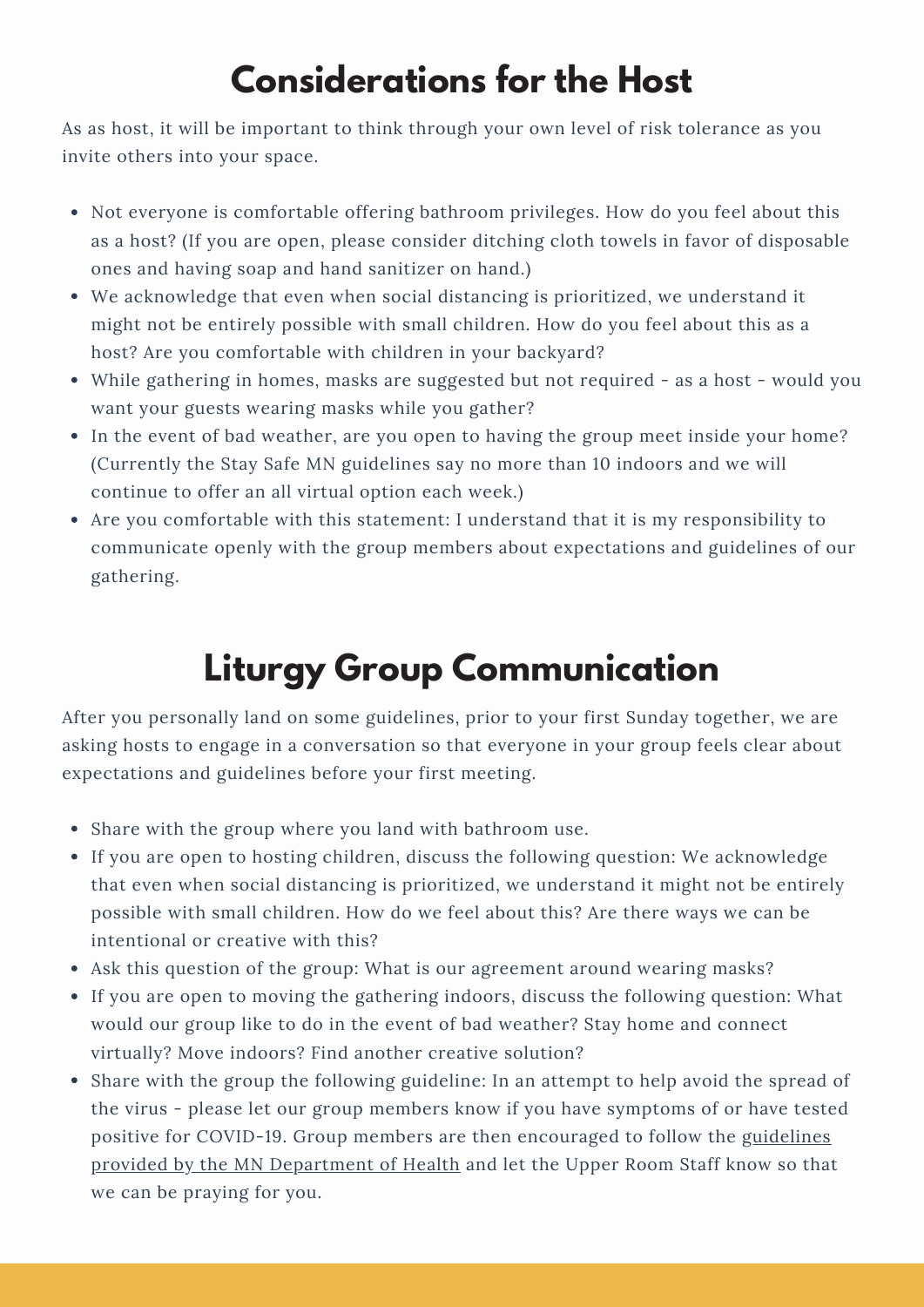# Considerations for the Host

As as host, it will be important to think through your own level of risk tolerance as you invite others into your space.

- Not everyone is comfortable offering bathroom privileges. How do you feel about this as a host? (If you are open, please consider ditching cloth towels in favor of disposable ones and having soap and hand sanitizer on hand.)
- We acknowledge that even when social distancing is prioritized, we understand it might not be entirely possible with small children. How do you feel about this as a host? Are you comfortable with children in your backyard?
- While gathering in homes, masks are suggested but not required - as a host - would you want your guests wearing masks while you gather?
- In the event of bad weather, are you open to having the group meet inside your home? (Currently the Stay Safe MN guidelines say no more than 10 indoors and we will continue to offer an all virtual option each week.)
- Are you comfortable with this statement: I understand that it is my responsibility to communicate openly with the group members about expectations and guidelines of our gathering.

# Liturgy Group Communication

After you personally land on some guidelines, prior to your first Sunday together, we are asking hosts to engage in a conversation so that everyone in your group feels clear about expectations and guidelines before your first meeting.

- Share with the group where you land with bathroom use.
- If you are open to hosting children, discuss the following question: We acknowledge that even when social distancing is prioritized, we understand it might not be entirely possible with small children. How do we feel about this? Are there ways we can be intentional or creative with this?
- Ask this question of the group: What is our agreement around wearing masks?
- If you are open to moving the gathering indoors, discuss the following question: What would our group like to do in the event of bad weather? Stay home and connect virtually? Move indoors? Find another creative solution?
- Share with the group the following guideline: In an attempt to help avoid the spread of the virus - please let our group members know if you have symptoms of or have tested positive for COVID-19. Group members are then encouraged to follow the guidelines provided by the MN Department of Health and let the Upper Room Staff know so that we can be praying for you.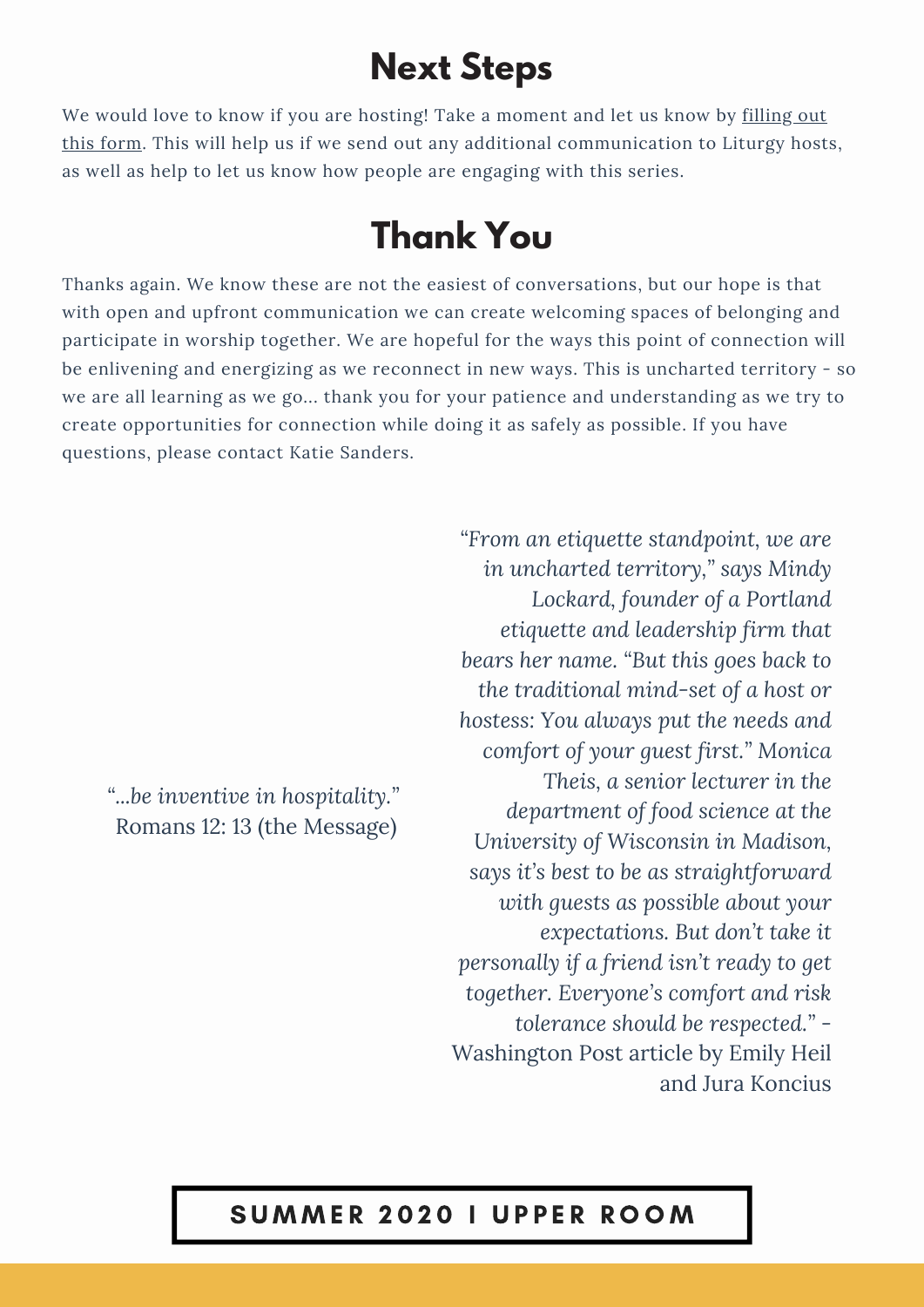## Next Steps

We would love to know if you are hosting! Take a moment and let us know by filling out this form. This will help us if we send out any additional communication to Liturgy hosts, as well as help to let us know how people are engaging with this series.

## Thank You

Thanks again. We know these are not the easiest of conversations, but our hope is that with open and upfront communication we can create welcoming spaces of belonging and participate in worship together. We are hopeful for the ways this point of connection will be enlivening and energizing as we reconnect in new ways. This is uncharted territory - so we are all learning as we go... thank you for your patience and understanding as we try to create opportunities for connection while doing it as safely as possible. If you have questions, please contact Katie Sanders.

*"...be inventive in hospitality."*
Romans 12: 13 (the Message)

*"From an etiquette standpoint, we are in uncharted territory," says Mindy Lockard, founder of a Portland etiquette and leadership firm that bears her name. "But this goes back to the traditional mind-set of a host or hostess: You always put the needs and comfort of your guest first." Monica Theis, a senior lecturer in the department of food science at the University of Wisconsin in Madison, says it's best to be as straightforward with guests as possible about your expectations. But don't take it personally if a friend isn't ready to get together. Everyone's comfort and risk tolerance should be respected."* - Washington Post article by Emily Heil and Jura Koncius

**SUMMER 2020 | UPPER ROOM**